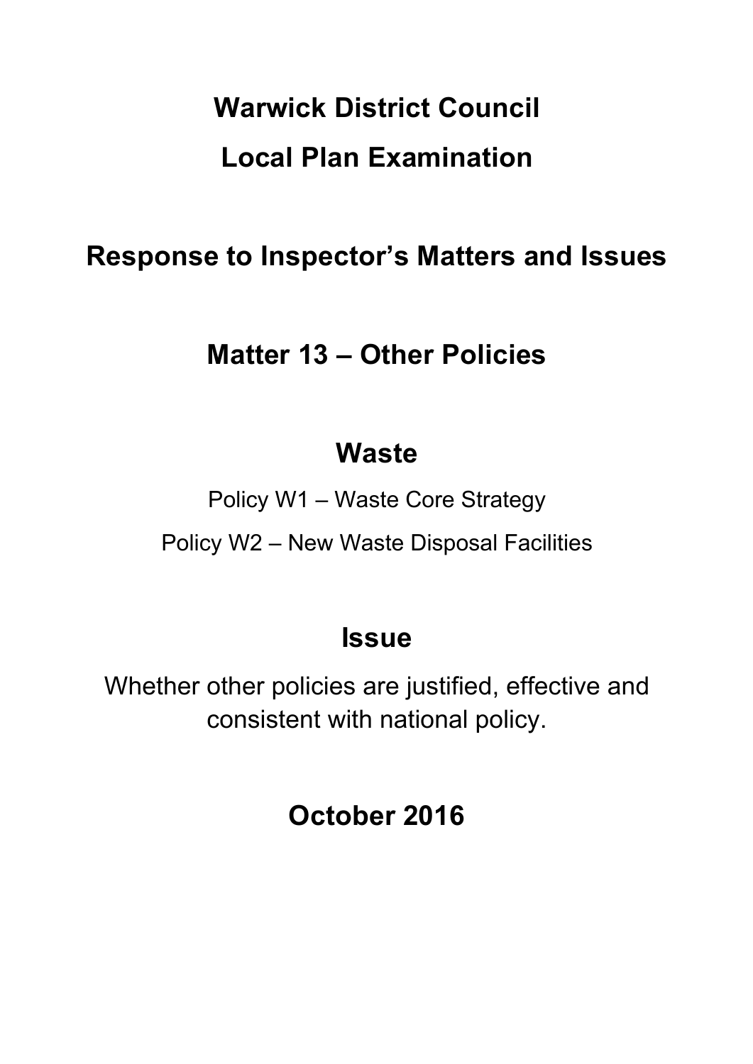# Warwick District Council

# Local Plan Examination

## Response to Inspector's Matters and Issues

## Matter 13 – Other Policies

## Waste

Policy W1 – Waste Core Strategy

Policy W2 – New Waste Disposal Facilities

## Issue

Whether other policies are justified, effective and consistent with national policy.

## October 2016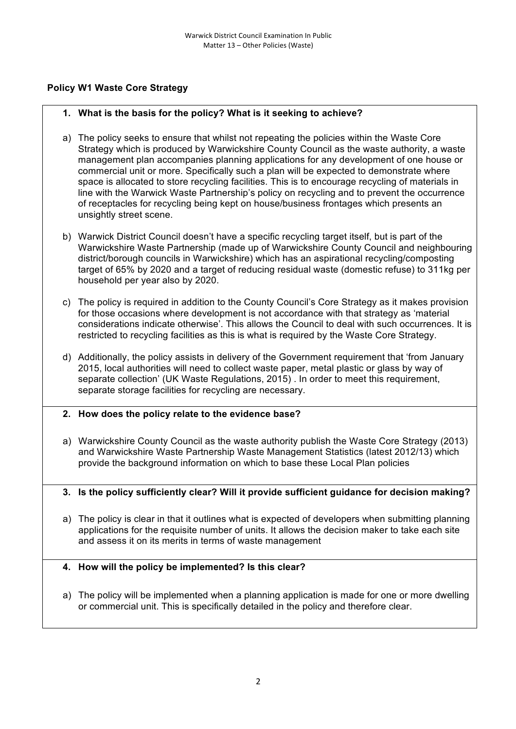## Policy W1 Waste Core Strategy

**1. What is the basis for the policy? What is it seeking to achieve?**

a) The policy seeks to ensure that whilst not repeating the policies within the Waste Core Strategy which is produced by Warwickshire County Council as the waste authority, a waste management plan accompanies planning applications for any development of one house or commercial unit or more. Specifically such a plan will be expected to demonstrate where space is allocated to store recycling facilities. This is to encourage recycling of materials in line with the Warwick Waste Partnership's policy on recycling and to prevent the occurrence of receptacles for recycling being kept on house/business frontages which presents an unsightly street scene.

b) Warwick District Council doesn't have a specific recycling target itself, but is part of the Warwickshire Waste Partnership (made up of Warwickshire County Council and neighbouring district/borough councils in Warwickshire) which has an aspirational recycling/composting target of 65% by 2020 and a target of reducing residual waste (domestic refuse) to 311kg per household per year also by 2020.

c) The policy is required in addition to the County Council's Core Strategy as it makes provision for those occasions where development is not accordance with that strategy as 'material considerations indicate otherwise'. This allows the Council to deal with such occurrences. It is restricted to recycling facilities as this is what is required by the Waste Core Strategy.

d) Additionally, the policy assists in delivery of the Government requirement that 'from January 2015, local authorities will need to collect waste paper, metal plastic or glass by way of separate collection' (UK Waste Regulations, 2015) . In order to meet this requirement, separate storage facilities for recycling are necessary.

**2. How does the policy relate to the evidence base?**

a) Warwickshire County Council as the waste authority publish the Waste Core Strategy (2013) and Warwickshire Waste Partnership Waste Management Statistics (latest 2012/13) which provide the background information on which to base these Local Plan policies

**3. Is the policy sufficiently clear? Will it provide sufficient guidance for decision making?**

a) The policy is clear in that it outlines what is expected of developers when submitting planning applications for the requisite number of units. It allows the decision maker to take each site and assess it on its merits in terms of waste management

**4. How will the policy be implemented? Is this clear?**

a) The policy will be implemented when a planning application is made for one or more dwelling or commercial unit. This is specifically detailed in the policy and therefore clear.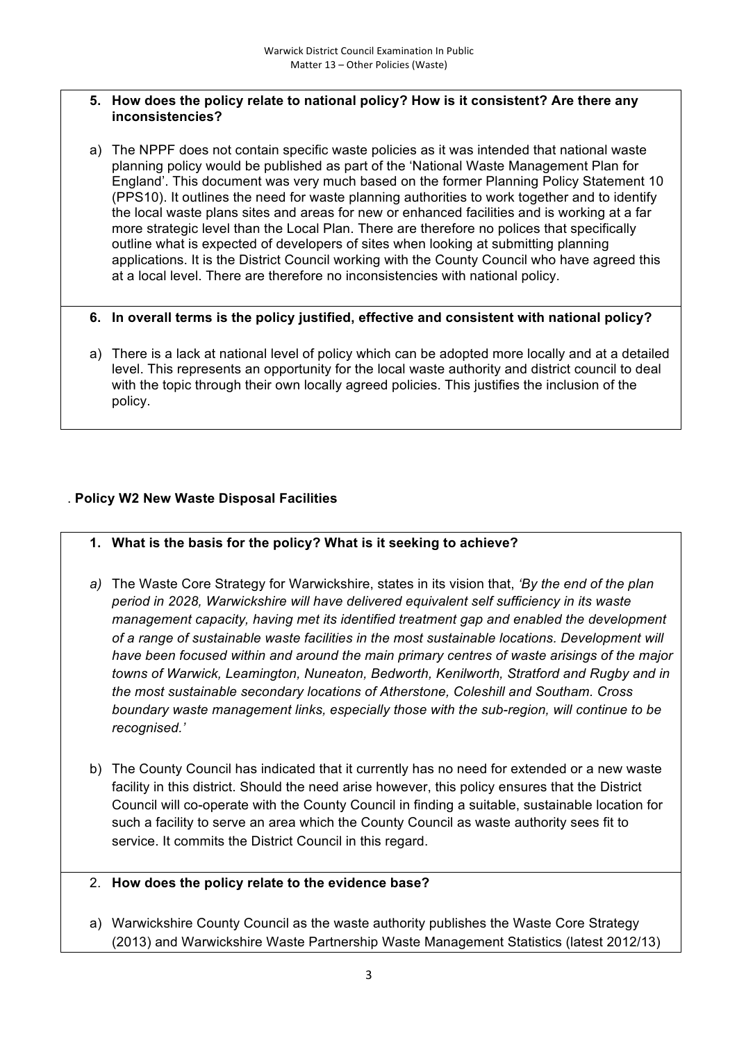**5. How does the policy relate to national policy? How is it consistent? Are there any inconsistencies?**

a) The NPPF does not contain specific waste policies as it was intended that national waste planning policy would be published as part of the 'National Waste Management Plan for England'. This document was very much based on the former Planning Policy Statement 10 (PPS10). It outlines the need for waste planning authorities to work together and to identify the local waste plans sites and areas for new or enhanced facilities and is working at a far more strategic level than the Local Plan. There are therefore no polices that specifically outline what is expected of developers of sites when looking at submitting planning applications. It is the District Council working with the County Council who have agreed this at a local level. There are therefore no inconsistencies with national policy.

**6. In overall terms is the policy justified, effective and consistent with national policy?**

a) There is a lack at national level of policy which can be adopted more locally and at a detailed level. This represents an opportunity for the local waste authority and district council to deal with the topic through their own locally agreed policies. This justifies the inclusion of the policy.

. **Policy W2 New Waste Disposal Facilities**

**1. What is the basis for the policy? What is it seeking to achieve?**

*a)* The Waste Core Strategy for Warwickshire, states in its vision that, *'By the end of the plan period in 2028, Warwickshire will have delivered equivalent self sufficiency in its waste management capacity, having met its identified treatment gap and enabled the development of a range of sustainable waste facilities in the most sustainable locations. Development will have been focused within and around the main primary centres of waste arisings of the major towns of Warwick, Leamington, Nuneaton, Bedworth, Kenilworth, Stratford and Rugby and in the most sustainable secondary locations of Atherstone, Coleshill and Southam. Cross boundary waste management links, especially those with the sub-region, will continue to be recognised.'*

b) The County Council has indicated that it currently has no need for extended or a new waste facility in this district. Should the need arise however, this policy ensures that the District Council will co-operate with the County Council in finding a suitable, sustainable location for such a facility to serve an area which the County Council as waste authority sees fit to service. It commits the District Council in this regard.

2. **How does the policy relate to the evidence base?**

a) Warwickshire County Council as the waste authority publishes the Waste Core Strategy (2013) and Warwickshire Waste Partnership Waste Management Statistics (latest 2012/13)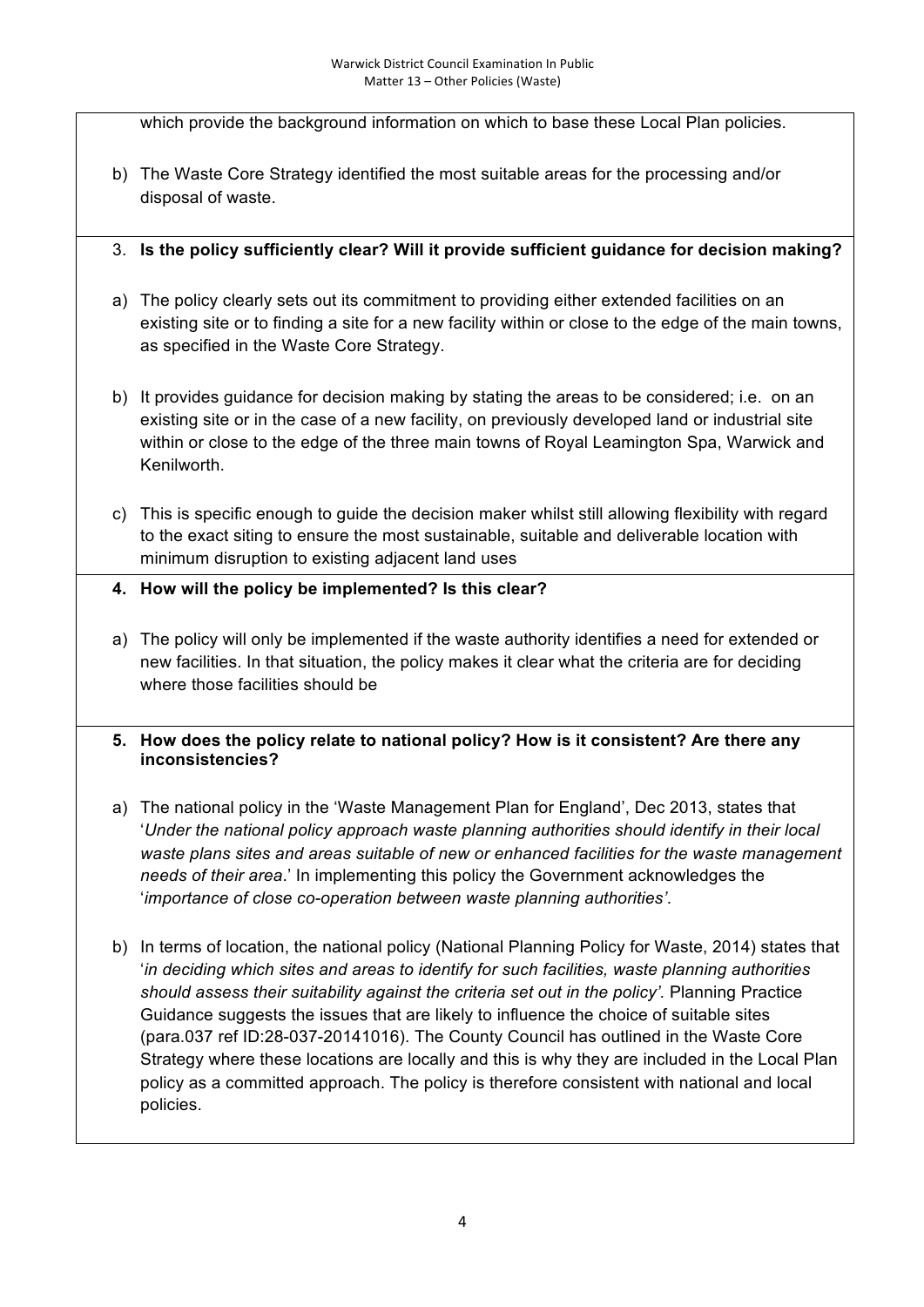which provide the background information on which to base these Local Plan policies.

b) The Waste Core Strategy identified the most suitable areas for the processing and/or disposal of waste.

3. **Is the policy sufficiently clear? Will it provide sufficient guidance for decision making?**

a) The policy clearly sets out its commitment to providing either extended facilities on an existing site or to finding a site for a new facility within or close to the edge of the main towns, as specified in the Waste Core Strategy.

b) It provides guidance for decision making by stating the areas to be considered; i.e. on an existing site or in the case of a new facility, on previously developed land or industrial site within or close to the edge of the three main towns of Royal Leamington Spa, Warwick and Kenilworth.

c) This is specific enough to guide the decision maker whilst still allowing flexibility with regard to the exact siting to ensure the most sustainable, suitable and deliverable location with minimum disruption to existing adjacent land uses

4. **How will the policy be implemented? Is this clear?**

a) The policy will only be implemented if the waste authority identifies a need for extended or new facilities. In that situation, the policy makes it clear what the criteria are for deciding where those facilities should be

5. **How does the policy relate to national policy? How is it consistent? Are there any inconsistencies?**

a) The national policy in the 'Waste Management Plan for England', Dec 2013, states that '*Under the national policy approach waste planning authorities should identify in their local waste plans sites and areas suitable of new or enhanced facilities for the waste management needs of their area*.' In implementing this policy the Government acknowledges the '*importance of close co-operation between waste planning authorities'*.

b) In terms of location, the national policy (National Planning Policy for Waste, 2014) states that '*in deciding which sites and areas to identify for such facilities, waste planning authorities should assess their suitability against the criteria set out in the policy'.* Planning Practice Guidance suggests the issues that are likely to influence the choice of suitable sites (para.037 ref ID:28-037-20141016). The County Council has outlined in the Waste Core Strategy where these locations are locally and this is why they are included in the Local Plan policy as a committed approach. The policy is therefore consistent with national and local policies.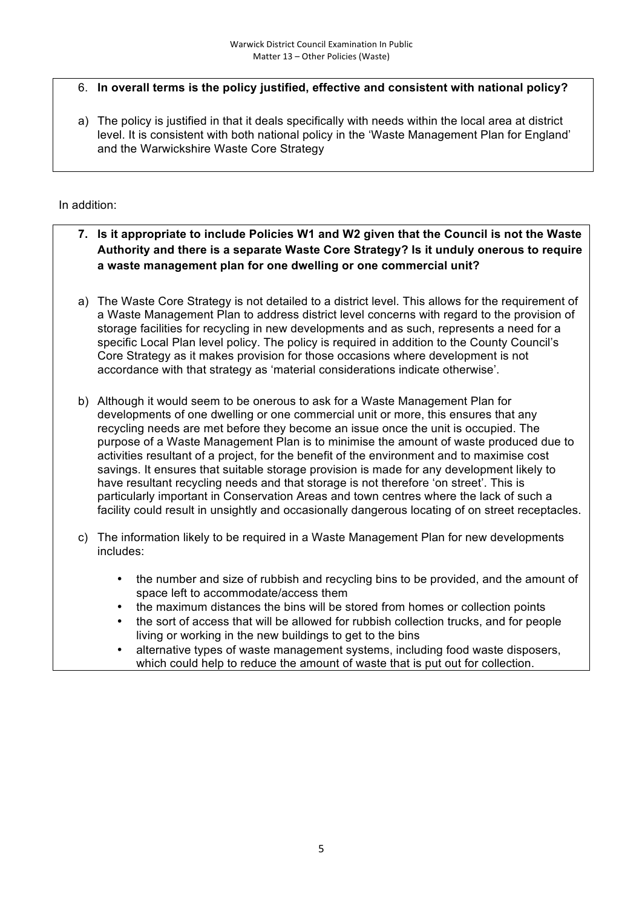6. **In overall terms is the policy justified, effective and consistent with national policy?**

a) The policy is justified in that it deals specifically with needs within the local area at district level. It is consistent with both national policy in the 'Waste Management Plan for England' and the Warwickshire Waste Core Strategy

In addition:

7. **Is it appropriate to include Policies W1 and W2 given that the Council is not the Waste Authority and there is a separate Waste Core Strategy? Is it unduly onerous to require a waste management plan for one dwelling or one commercial unit?**

a) The Waste Core Strategy is not detailed to a district level. This allows for the requirement of a Waste Management Plan to address district level concerns with regard to the provision of storage facilities for recycling in new developments and as such, represents a need for a specific Local Plan level policy. The policy is required in addition to the County Council's Core Strategy as it makes provision for those occasions where development is not accordance with that strategy as 'material considerations indicate otherwise'.

b) Although it would seem to be onerous to ask for a Waste Management Plan for developments of one dwelling or one commercial unit or more, this ensures that any recycling needs are met before they become an issue once the unit is occupied. The purpose of a Waste Management Plan is to minimise the amount of waste produced due to activities resultant of a project, for the benefit of the environment and to maximise cost savings. It ensures that suitable storage provision is made for any development likely to have resultant recycling needs and that storage is not therefore 'on street'. This is particularly important in Conservation Areas and town centres where the lack of such a facility could result in unsightly and occasionally dangerous locating of on street receptacles.

c) The information likely to be required in a Waste Management Plan for new developments includes:

- the number and size of rubbish and recycling bins to be provided, and the amount of space left to accommodate/access them
- the maximum distances the bins will be stored from homes or collection points
- the sort of access that will be allowed for rubbish collection trucks, and for people living or working in the new buildings to get to the bins
- alternative types of waste management systems, including food waste disposers, which could help to reduce the amount of waste that is put out for collection.